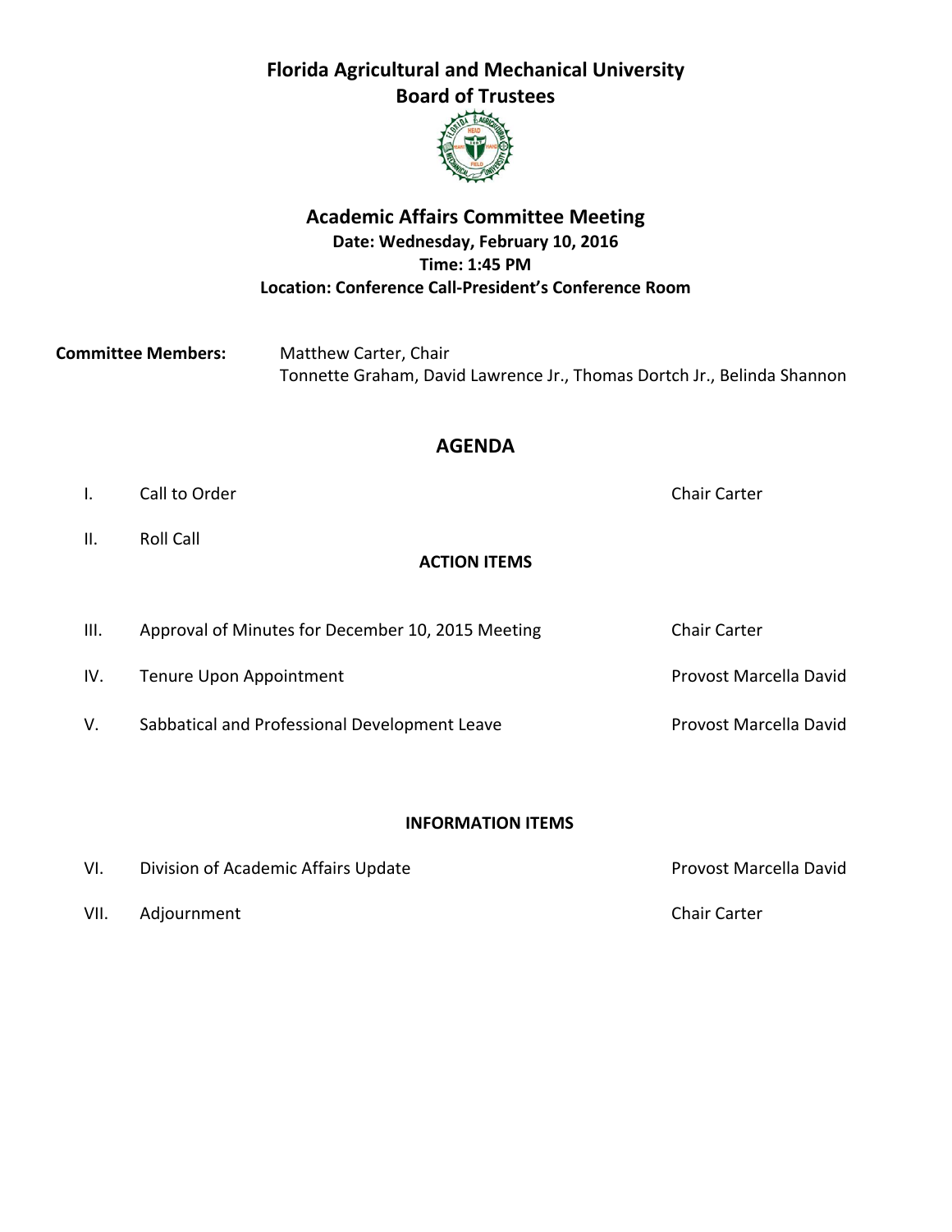# Florida Agricultural and Mechanical University
## Board of Trustees

### Academic Affairs Committee Meeting

**Date: Wednesday, February 10, 2016**
**Time: 1:45 PM**
**Location: Conference Call-President's Conference Room**

**Committee Members:** Matthew Carter, Chair
Tonnette Graham, David Lawrence Jr., Thomas Dortch Jr., Belinda Shannon

## AGENDA

| | | |
|---|---|---|
| I. | Call to Order | Chair Carter |
| II. | Roll Call | |

**ACTION ITEMS**

| | | |
|---|---|---|
| III. | Approval of Minutes for December 10, 2015 Meeting | Chair Carter |
| IV. | Tenure Upon Appointment | Provost Marcella David |
| V. | Sabbatical and Professional Development Leave | Provost Marcella David |

**INFORMATION ITEMS**

| | | |
|---|---|---|
| VI. | Division of Academic Affairs Update | Provost Marcella David |
| VII. | Adjournment | Chair Carter |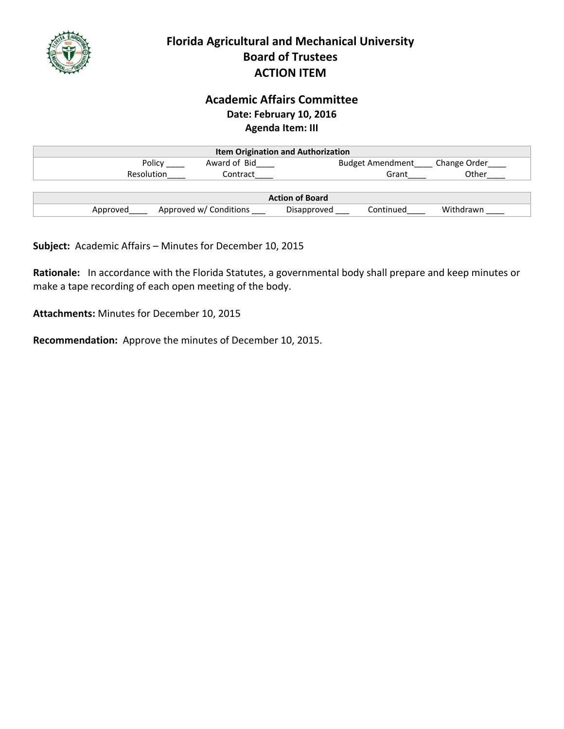# Florida Agricultural and Mechanical University
## Board of Trustees
## ACTION ITEM

### Academic Affairs Committee
**Date: February 10, 2016**
**Agenda Item: III**

| Item Origination and Authorization | | | |
|---|---|---|---|
| Policy ____ | Award of Bid____ | Budget Amendment____ | Change Order____ |
| Resolution____ | Contract____ | Grant____ | Other____ |

| Action of Board | | | | |
|---|---|---|---|---|
| Approved____ | Approved w/ Conditions ___ | Disapproved ___ | Continued____ | Withdrawn ____ |

**Subject:** Academic Affairs – Minutes for December 10, 2015

**Rationale:** In accordance with the Florida Statutes, a governmental body shall prepare and keep minutes or make a tape recording of each open meeting of the body.

**Attachments:** Minutes for December 10, 2015

**Recommendation:** Approve the minutes of December 10, 2015.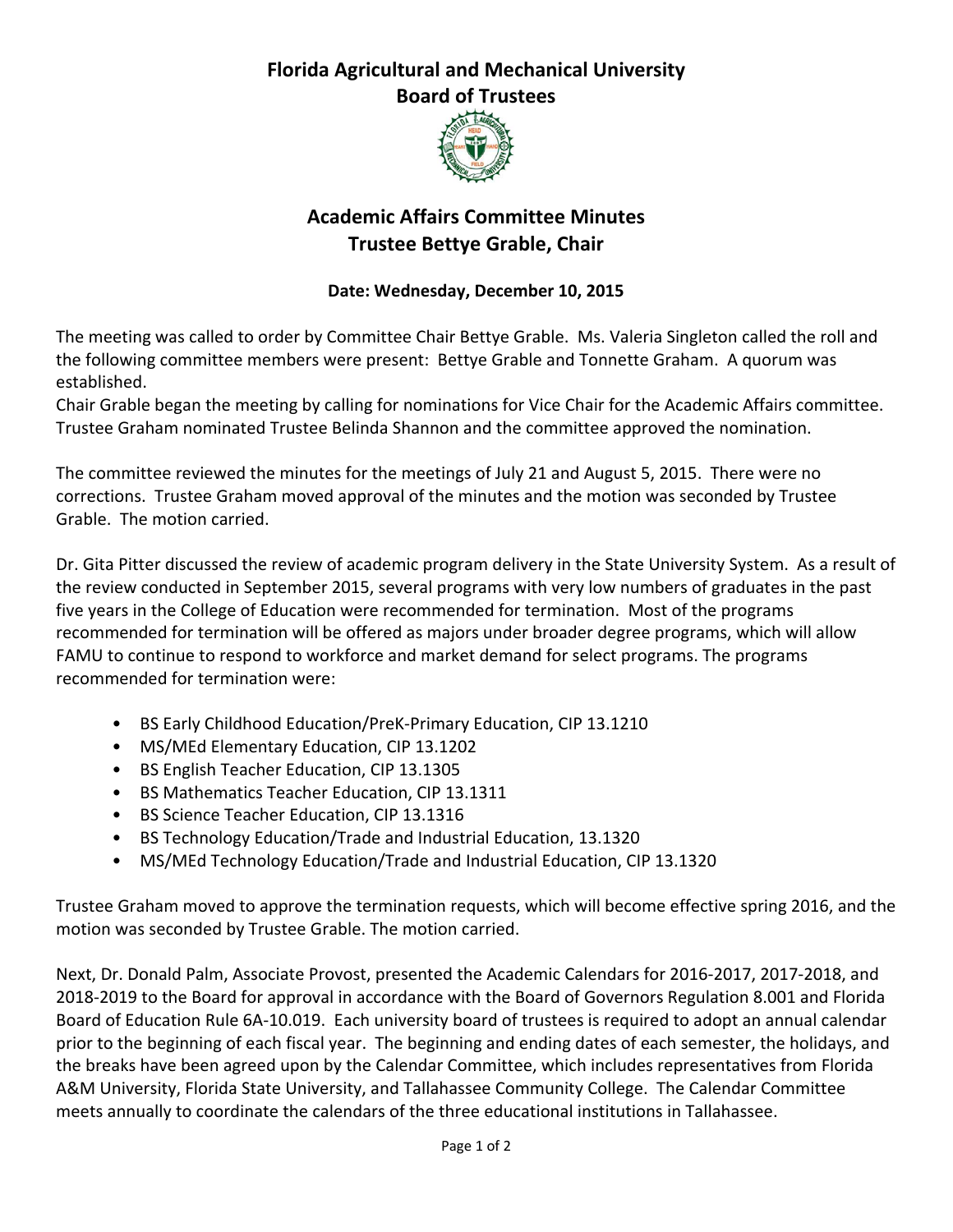# Florida Agricultural and Mechanical University
# Board of Trustees

## Academic Affairs Committee Minutes
## Trustee Bettye Grable, Chair

**Date: Wednesday, December 10, 2015**

The meeting was called to order by Committee Chair Bettye Grable. Ms. Valeria Singleton called the roll and the following committee members were present: Bettye Grable and Tonnette Graham. A quorum was established.
Chair Grable began the meeting by calling for nominations for Vice Chair for the Academic Affairs committee. Trustee Graham nominated Trustee Belinda Shannon and the committee approved the nomination.

The committee reviewed the minutes for the meetings of July 21 and August 5, 2015. There were no corrections. Trustee Graham moved approval of the minutes and the motion was seconded by Trustee Grable. The motion carried.

Dr. Gita Pitter discussed the review of academic program delivery in the State University System. As a result of the review conducted in September 2015, several programs with very low numbers of graduates in the past five years in the College of Education were recommended for termination. Most of the programs recommended for termination will be offered as majors under broader degree programs, which will allow FAMU to continue to respond to workforce and market demand for select programs. The programs recommended for termination were:

- BS Early Childhood Education/PreK-Primary Education, CIP 13.1210
- MS/MEd Elementary Education, CIP 13.1202
- BS English Teacher Education, CIP 13.1305
- BS Mathematics Teacher Education, CIP 13.1311
- BS Science Teacher Education, CIP 13.1316
- BS Technology Education/Trade and Industrial Education, 13.1320
- MS/MEd Technology Education/Trade and Industrial Education, CIP 13.1320

Trustee Graham moved to approve the termination requests, which will become effective spring 2016, and the motion was seconded by Trustee Grable. The motion carried.

Next, Dr. Donald Palm, Associate Provost, presented the Academic Calendars for 2016-2017, 2017-2018, and 2018-2019 to the Board for approval in accordance with the Board of Governors Regulation 8.001 and Florida Board of Education Rule 6A-10.019. Each university board of trustees is required to adopt an annual calendar prior to the beginning of each fiscal year. The beginning and ending dates of each semester, the holidays, and the breaks have been agreed upon by the Calendar Committee, which includes representatives from Florida A&M University, Florida State University, and Tallahassee Community College. The Calendar Committee meets annually to coordinate the calendars of the three educational institutions in Tallahassee.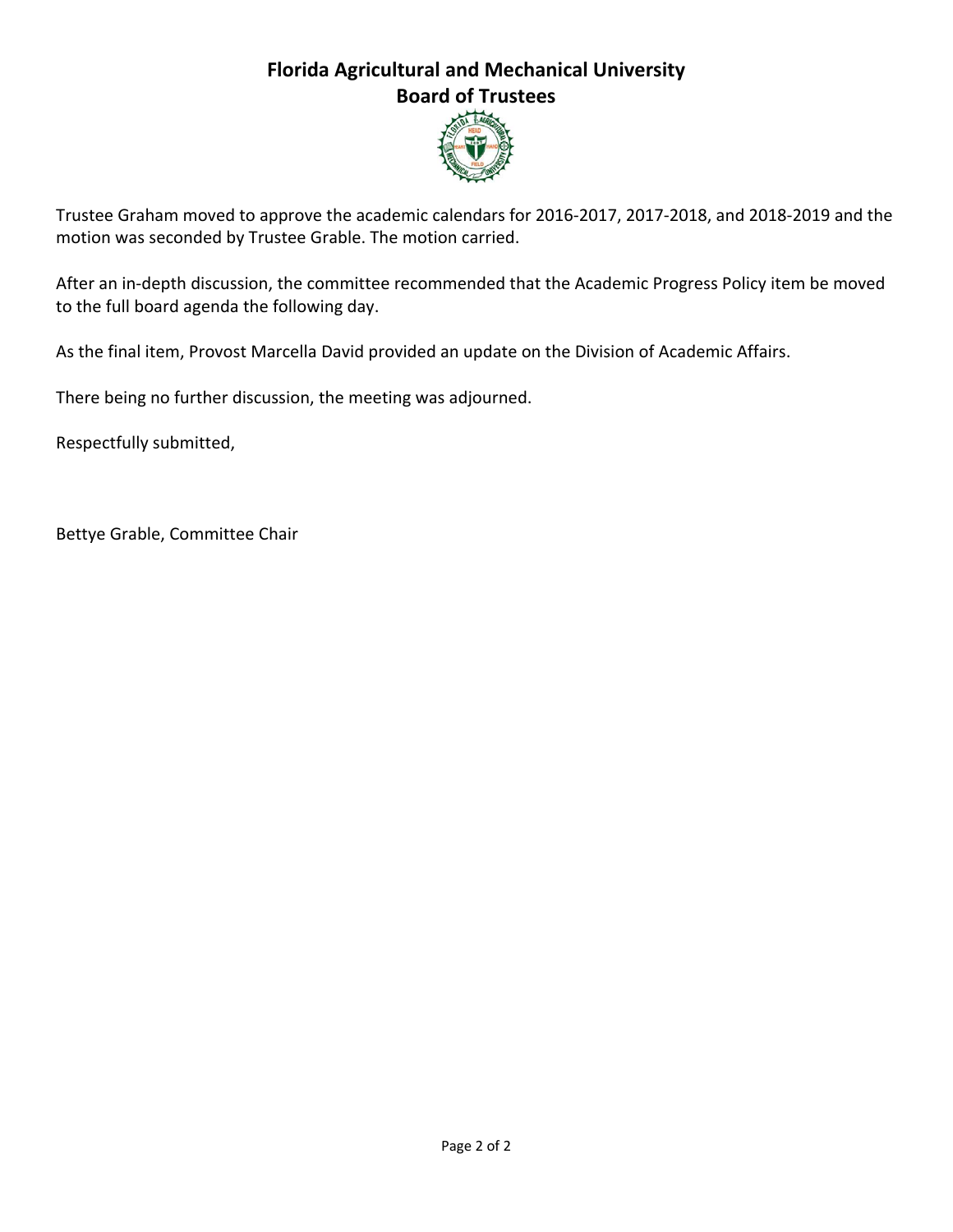# Florida Agricultural and Mechanical University
## Board of Trustees

Trustee Graham moved to approve the academic calendars for 2016-2017, 2017-2018, and 2018-2019 and the motion was seconded by Trustee Grable. The motion carried.

After an in-depth discussion, the committee recommended that the Academic Progress Policy item be moved to the full board agenda the following day.

As the final item, Provost Marcella David provided an update on the Division of Academic Affairs.

There being no further discussion, the meeting was adjourned.

Respectfully submitted,

Bettye Grable, Committee Chair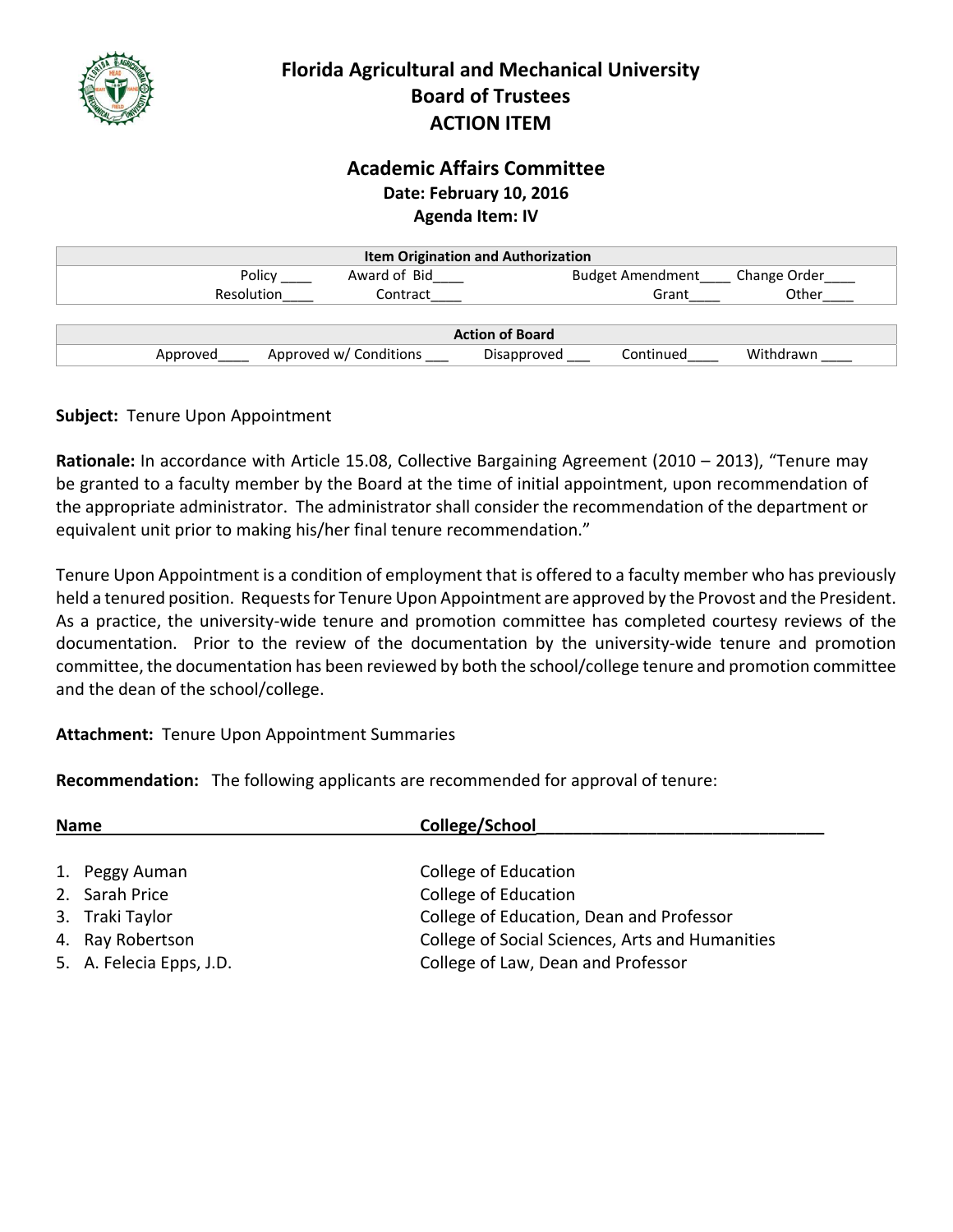# Florida Agricultural and Mechanical University
## Board of Trustees
## ACTION ITEM

### Academic Affairs Committee
**Date: February 10, 2016**
**Agenda Item: IV**

| Item Origination and Authorization | | | |
|---|---|---|---|
| Policy ____ | Award of Bid____ | Budget Amendment____ | Change Order____ |
| Resolution____ | Contract____ | Grant____ | Other____ |

| Action of Board | | | | |
|---|---|---|---|---|
| Approved____ | Approved w/ Conditions ___ | Disapproved ___ | Continued____ | Withdrawn ____ |

**Subject:** Tenure Upon Appointment

**Rationale:** In accordance with Article 15.08, Collective Bargaining Agreement (2010 – 2013), "Tenure may be granted to a faculty member by the Board at the time of initial appointment, upon recommendation of the appropriate administrator. The administrator shall consider the recommendation of the department or equivalent unit prior to making his/her final tenure recommendation."

Tenure Upon Appointment is a condition of employment that is offered to a faculty member who has previously held a tenured position. Requests for Tenure Upon Appointment are approved by the Provost and the President. As a practice, the university-wide tenure and promotion committee has completed courtesy reviews of the documentation. Prior to the review of the documentation by the university-wide tenure and promotion committee, the documentation has been reviewed by both the school/college tenure and promotion committee and the dean of the school/college.

**Attachment:** Tenure Upon Appointment Summaries

**Recommendation:** The following applicants are recommended for approval of tenure:

| Name | College/School |
|---|---|
| 1. Peggy Auman | College of Education |
| 2. Sarah Price | College of Education |
| 3. Traki Taylor | College of Education, Dean and Professor |
| 4. Ray Robertson | College of Social Sciences, Arts and Humanities |
| 5. A. Felecia Epps, J.D. | College of Law, Dean and Professor |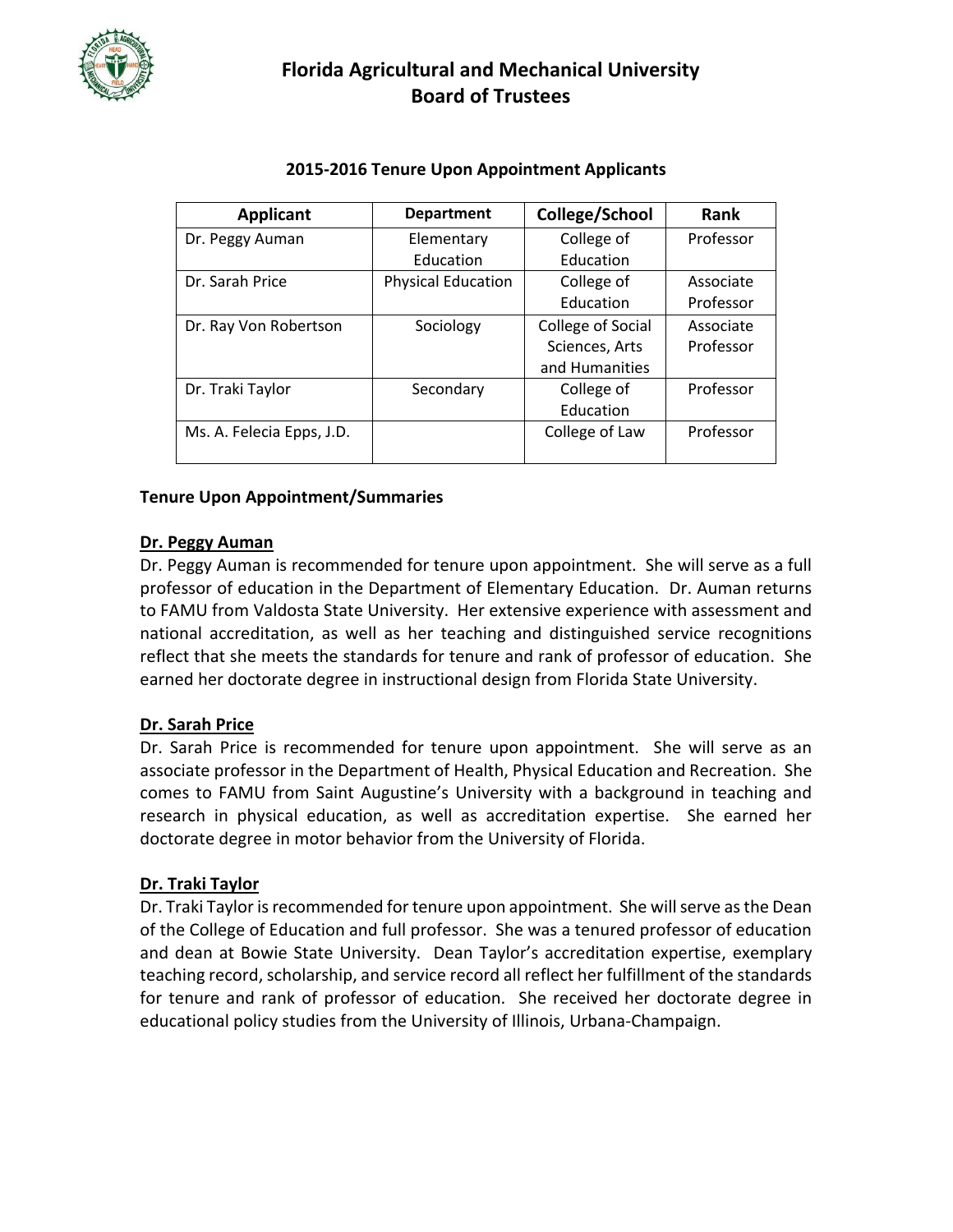# Florida Agricultural and Mechanical University Board of Trustees

## 2015-2016 Tenure Upon Appointment Applicants

| Applicant | Department | College/School | Rank |
|---|---|---|---|
| Dr. Peggy Auman | Elementary Education | College of Education | Professor |
| Dr. Sarah Price | Physical Education | College of Education | Associate Professor |
| Dr. Ray Von Robertson | Sociology | College of Social Sciences, Arts and Humanities | Associate Professor |
| Dr. Traki Taylor | Secondary | College of Education | Professor |
| Ms. A. Felecia Epps, J.D. | | College of Law | Professor |

**Tenure Upon Appointment/Summaries**

**Dr. Peggy Auman**

Dr. Peggy Auman is recommended for tenure upon appointment. She will serve as a full professor of education in the Department of Elementary Education. Dr. Auman returns to FAMU from Valdosta State University. Her extensive experience with assessment and national accreditation, as well as her teaching and distinguished service recognitions reflect that she meets the standards for tenure and rank of professor of education. She earned her doctorate degree in instructional design from Florida State University.

**Dr. Sarah Price**

Dr. Sarah Price is recommended for tenure upon appointment. She will serve as an associate professor in the Department of Health, Physical Education and Recreation. She comes to FAMU from Saint Augustine's University with a background in teaching and research in physical education, as well as accreditation expertise. She earned her doctorate degree in motor behavior from the University of Florida.

**Dr. Traki Taylor**

Dr. Traki Taylor is recommended for tenure upon appointment. She will serve as the Dean of the College of Education and full professor. She was a tenured professor of education and dean at Bowie State University. Dean Taylor's accreditation expertise, exemplary teaching record, scholarship, and service record all reflect her fulfillment of the standards for tenure and rank of professor of education. She received her doctorate degree in educational policy studies from the University of Illinois, Urbana-Champaign.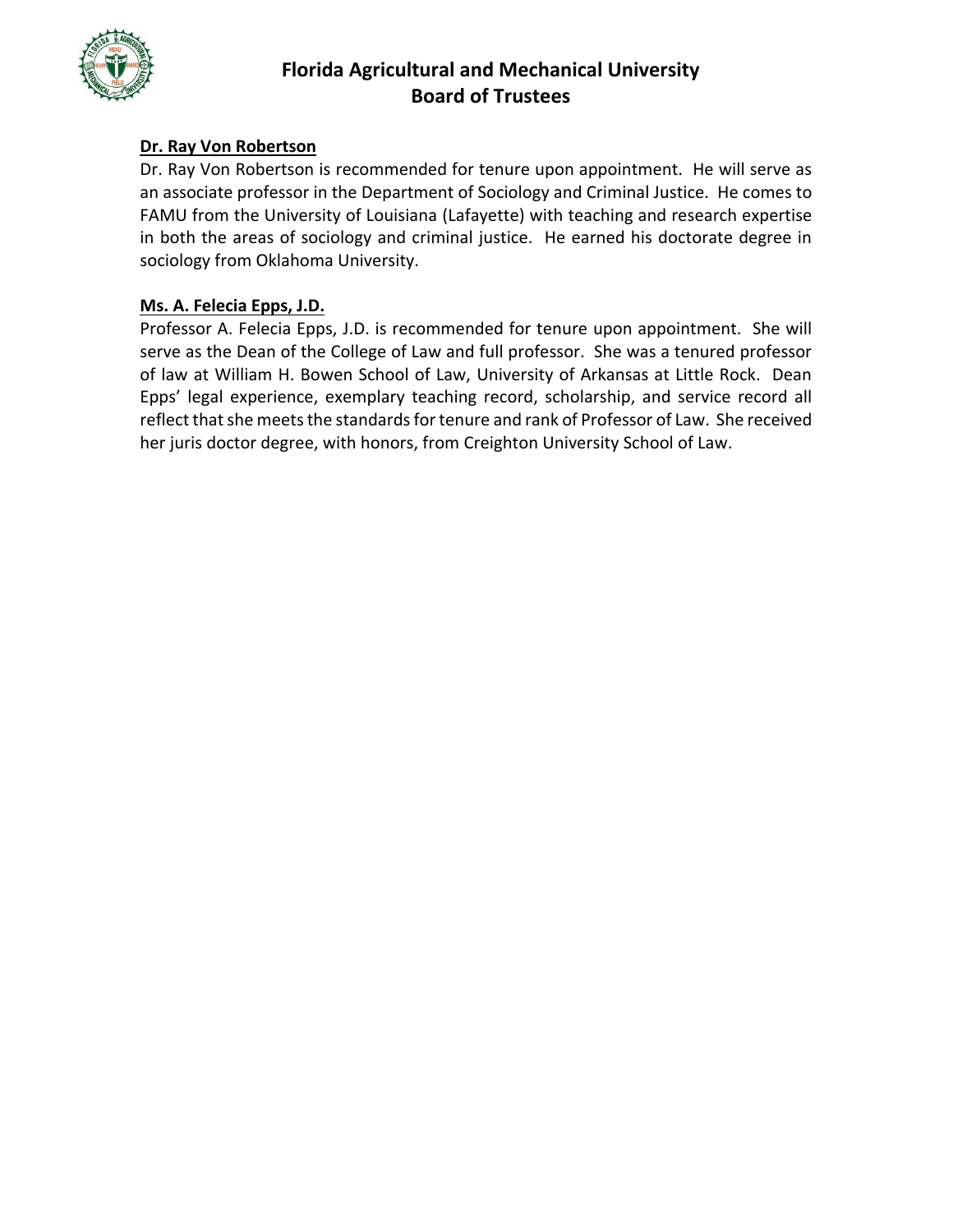# Florida Agricultural and Mechanical University
## Board of Trustees

**Dr. Ray Von Robertson**

Dr. Ray Von Robertson is recommended for tenure upon appointment. He will serve as an associate professor in the Department of Sociology and Criminal Justice. He comes to FAMU from the University of Louisiana (Lafayette) with teaching and research expertise in both the areas of sociology and criminal justice. He earned his doctorate degree in sociology from Oklahoma University.

**Ms. A. Felecia Epps, J.D.**

Professor A. Felecia Epps, J.D. is recommended for tenure upon appointment. She will serve as the Dean of the College of Law and full professor. She was a tenured professor of law at William H. Bowen School of Law, University of Arkansas at Little Rock. Dean Epps' legal experience, exemplary teaching record, scholarship, and service record all reflect that she meets the standards for tenure and rank of Professor of Law. She received her juris doctor degree, with honors, from Creighton University School of Law.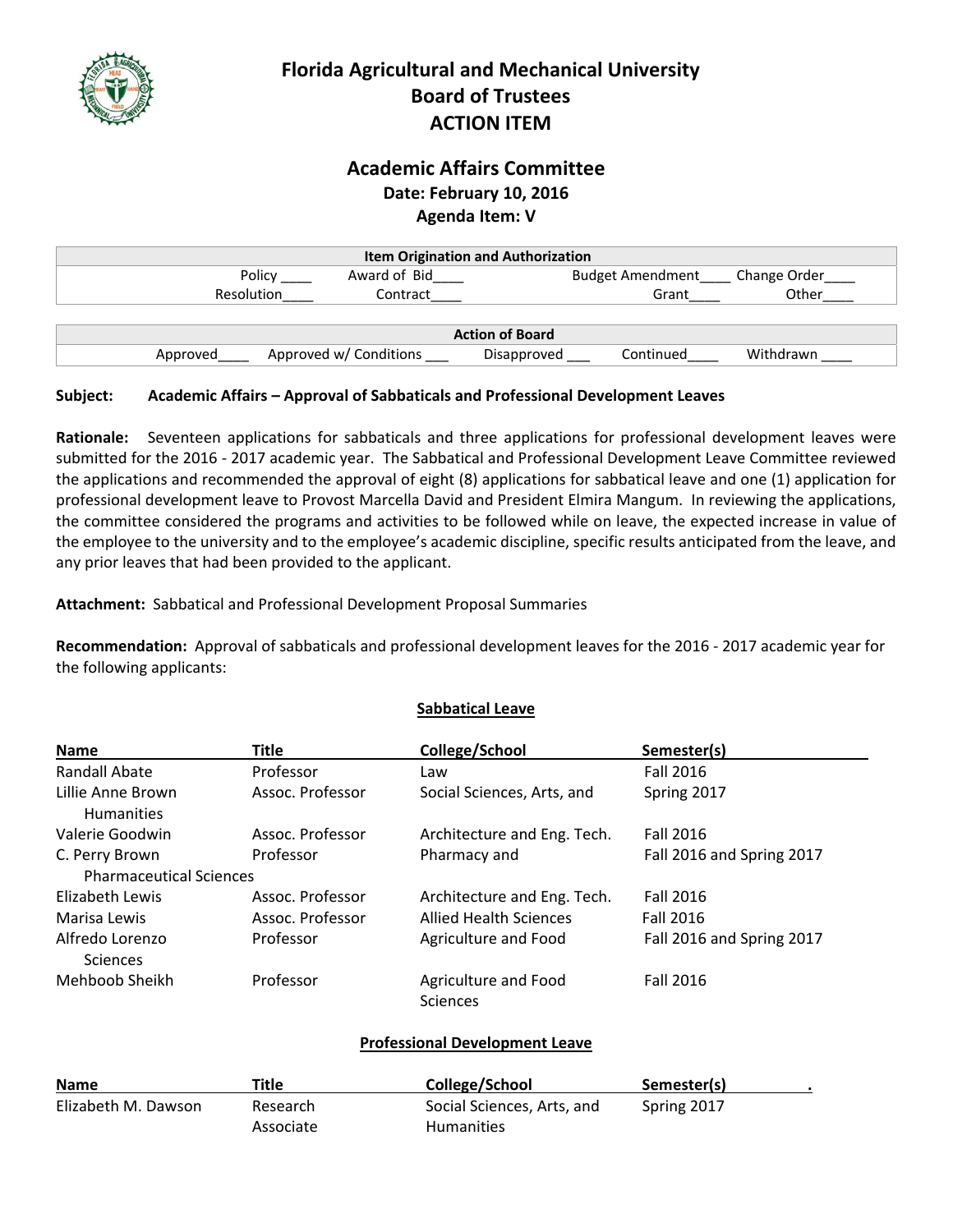# Florida Agricultural and Mechanical University
## Board of Trustees
## ACTION ITEM

### Academic Affairs Committee
**Date: February 10, 2016**
**Agenda Item: V**

| Item Origination and Authorization | | | |
|---|---|---|---|
| Policy ____ | Award of Bid____ | Budget Amendment____ | Change Order____ |
| Resolution____ | Contract____ | Grant____ | Other____ |

| Action of Board | | | | |
|---|---|---|---|---|
| Approved____ | Approved w/ Conditions ___ | Disapproved ___ | Continued____ | Withdrawn ____ |

**Subject:** **Academic Affairs – Approval of Sabbaticals and Professional Development Leaves**

**Rationale:** Seventeen applications for sabbaticals and three applications for professional development leaves were submitted for the 2016 - 2017 academic year. The Sabbatical and Professional Development Leave Committee reviewed the applications and recommended the approval of eight (8) applications for sabbatical leave and one (1) application for professional development leave to Provost Marcella David and President Elmira Mangum. In reviewing the applications, the committee considered the programs and activities to be followed while on leave, the expected increase in value of the employee to the university and to the employee's academic discipline, specific results anticipated from the leave, and any prior leaves that had been provided to the applicant.

**Attachment:** Sabbatical and Professional Development Proposal Summaries

**Recommendation:** Approval of sabbaticals and professional development leaves for the 2016 - 2017 academic year for the following applicants:

**Sabbatical Leave**

| Name | Title | College/School | Semester(s) |
|---|---|---|---|
| Randall Abate | Professor | Law | Fall 2016 |
| Lillie Anne Brown | Assoc. Professor | Social Sciences, Arts, and Humanities | Spring 2017 |
| Valerie Goodwin | Assoc. Professor | Architecture and Eng. Tech. | Fall 2016 |
| C. Perry Brown | Professor | Pharmacy and Pharmaceutical Sciences | Fall 2016 and Spring 2017 |
| Elizabeth Lewis | Assoc. Professor | Architecture and Eng. Tech. | Fall 2016 |
| Marisa Lewis | Assoc. Professor | Allied Health Sciences | Fall 2016 |
| Alfredo Lorenzo | Professor | Agriculture and Food Sciences | Fall 2016 and Spring 2017 |
| Mehboob Sheikh | Professor | Agriculture and Food Sciences | Fall 2016 |

**Professional Development Leave**

| Name | Title | College/School | Semester(s) |
|---|---|---|---|
| Elizabeth M. Dawson | Research Associate | Social Sciences, Arts, and Humanities | Spring 2017 |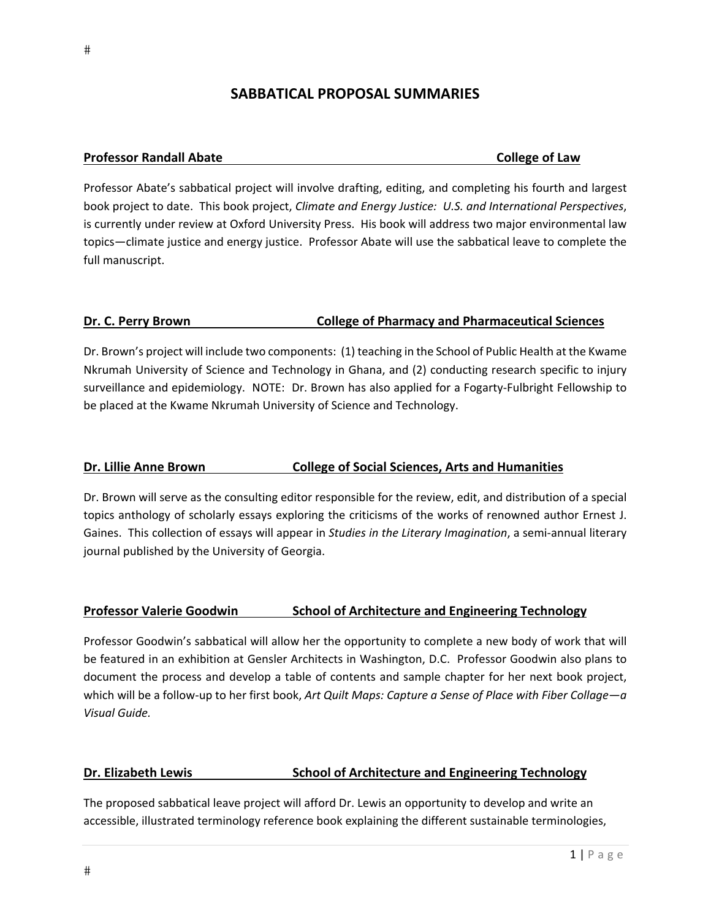# SABBATICAL PROPOSAL SUMMARIES

**Professor Randall Abate** **College of Law**

Professor Abate's sabbatical project will involve drafting, editing, and completing his fourth and largest book project to date. This book project, *Climate and Energy Justice: U.S. and International Perspectives*, is currently under review at Oxford University Press. His book will address two major environmental law topics—climate justice and energy justice. Professor Abate will use the sabbatical leave to complete the full manuscript.

**Dr. C. Perry Brown** **College of Pharmacy and Pharmaceutical Sciences**

Dr. Brown's project will include two components: (1) teaching in the School of Public Health at the Kwame Nkrumah University of Science and Technology in Ghana, and (2) conducting research specific to injury surveillance and epidemiology. NOTE: Dr. Brown has also applied for a Fogarty-Fulbright Fellowship to be placed at the Kwame Nkrumah University of Science and Technology.

**Dr. Lillie Anne Brown** **College of Social Sciences, Arts and Humanities**

Dr. Brown will serve as the consulting editor responsible for the review, edit, and distribution of a special topics anthology of scholarly essays exploring the criticisms of the works of renowned author Ernest J. Gaines. This collection of essays will appear in *Studies in the Literary Imagination*, a semi-annual literary journal published by the University of Georgia.

**Professor Valerie Goodwin** **School of Architecture and Engineering Technology**

Professor Goodwin's sabbatical will allow her the opportunity to complete a new body of work that will be featured in an exhibition at Gensler Architects in Washington, D.C. Professor Goodwin also plans to document the process and develop a table of contents and sample chapter for her next book project, which will be a follow-up to her first book, *Art Quilt Maps: Capture a Sense of Place with Fiber Collage—a Visual Guide.*

**Dr. Elizabeth Lewis** **School of Architecture and Engineering Technology**

The proposed sabbatical leave project will afford Dr. Lewis an opportunity to develop and write an accessible, illustrated terminology reference book explaining the different sustainable terminologies,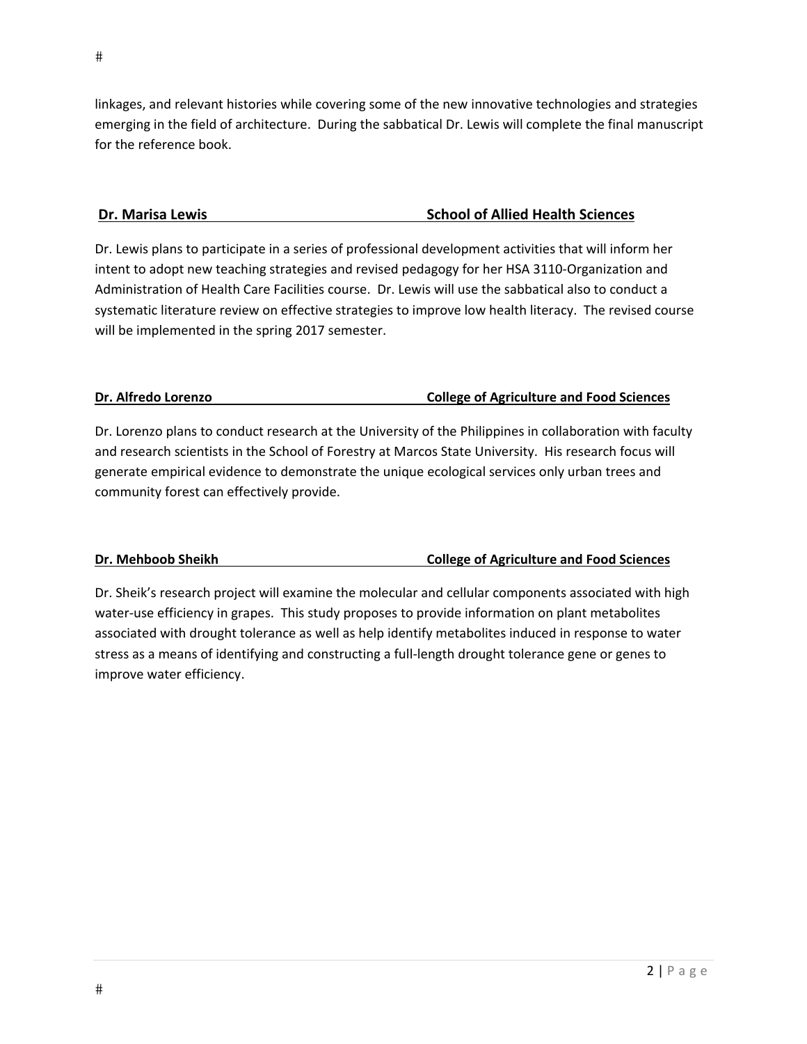linkages, and relevant histories while covering some of the new innovative technologies and strategies emerging in the field of architecture. During the sabbatical Dr. Lewis will complete the final manuscript for the reference book.

**Dr. Marisa Lewis** **School of Allied Health Sciences**

Dr. Lewis plans to participate in a series of professional development activities that will inform her intent to adopt new teaching strategies and revised pedagogy for her HSA 3110-Organization and Administration of Health Care Facilities course. Dr. Lewis will use the sabbatical also to conduct a systematic literature review on effective strategies to improve low health literacy. The revised course will be implemented in the spring 2017 semester.

**Dr. Alfredo Lorenzo** **College of Agriculture and Food Sciences**

Dr. Lorenzo plans to conduct research at the University of the Philippines in collaboration with faculty and research scientists in the School of Forestry at Marcos State University. His research focus will generate empirical evidence to demonstrate the unique ecological services only urban trees and community forest can effectively provide.

**Dr. Mehboob Sheikh** **College of Agriculture and Food Sciences**

Dr. Sheik's research project will examine the molecular and cellular components associated with high water-use efficiency in grapes. This study proposes to provide information on plant metabolites associated with drought tolerance as well as help identify metabolites induced in response to water stress as a means of identifying and constructing a full-length drought tolerance gene or genes to improve water efficiency.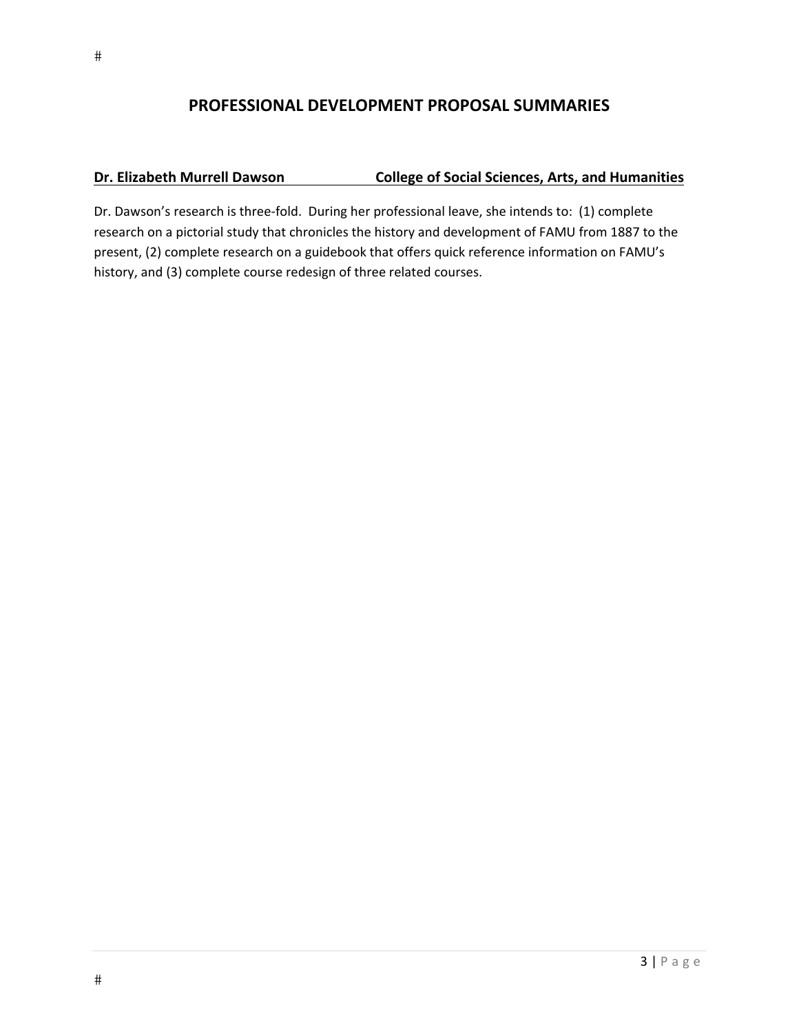## PROFESSIONAL DEVELOPMENT PROPOSAL SUMMARIES

**Dr. Elizabeth Murrell Dawson** **College of Social Sciences, Arts, and Humanities**

Dr. Dawson's research is three-fold. During her professional leave, she intends to: (1) complete research on a pictorial study that chronicles the history and development of FAMU from 1887 to the present, (2) complete research on a guidebook that offers quick reference information on FAMU's history, and (3) complete course redesign of three related courses.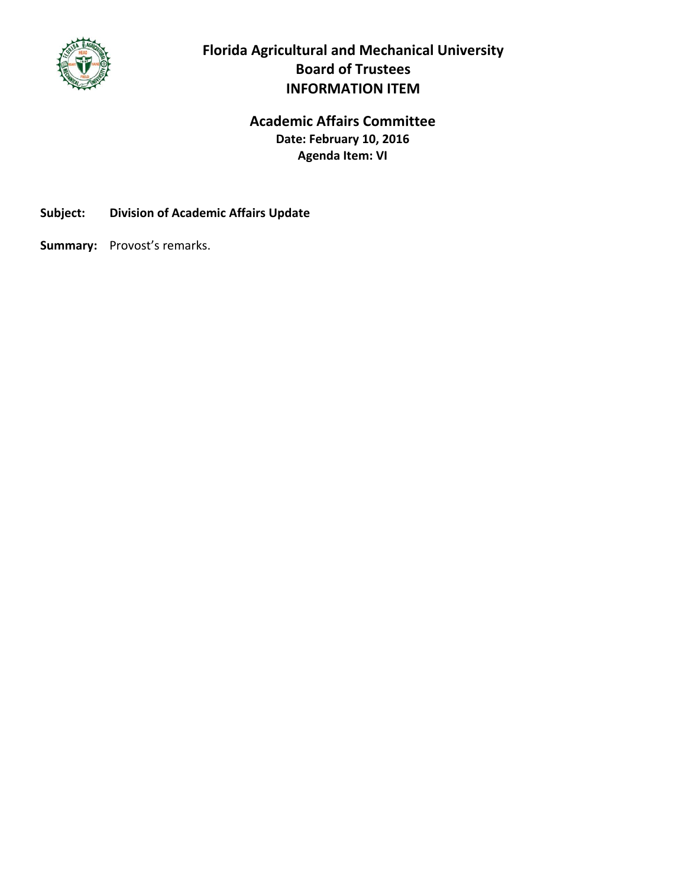# Florida Agricultural and Mechanical University
## Board of Trustees
## INFORMATION ITEM

### Academic Affairs Committee
**Date: February 10, 2016**
**Agenda Item: VI**

**Subject:** **Division of Academic Affairs Update**

**Summary:** Provost's remarks.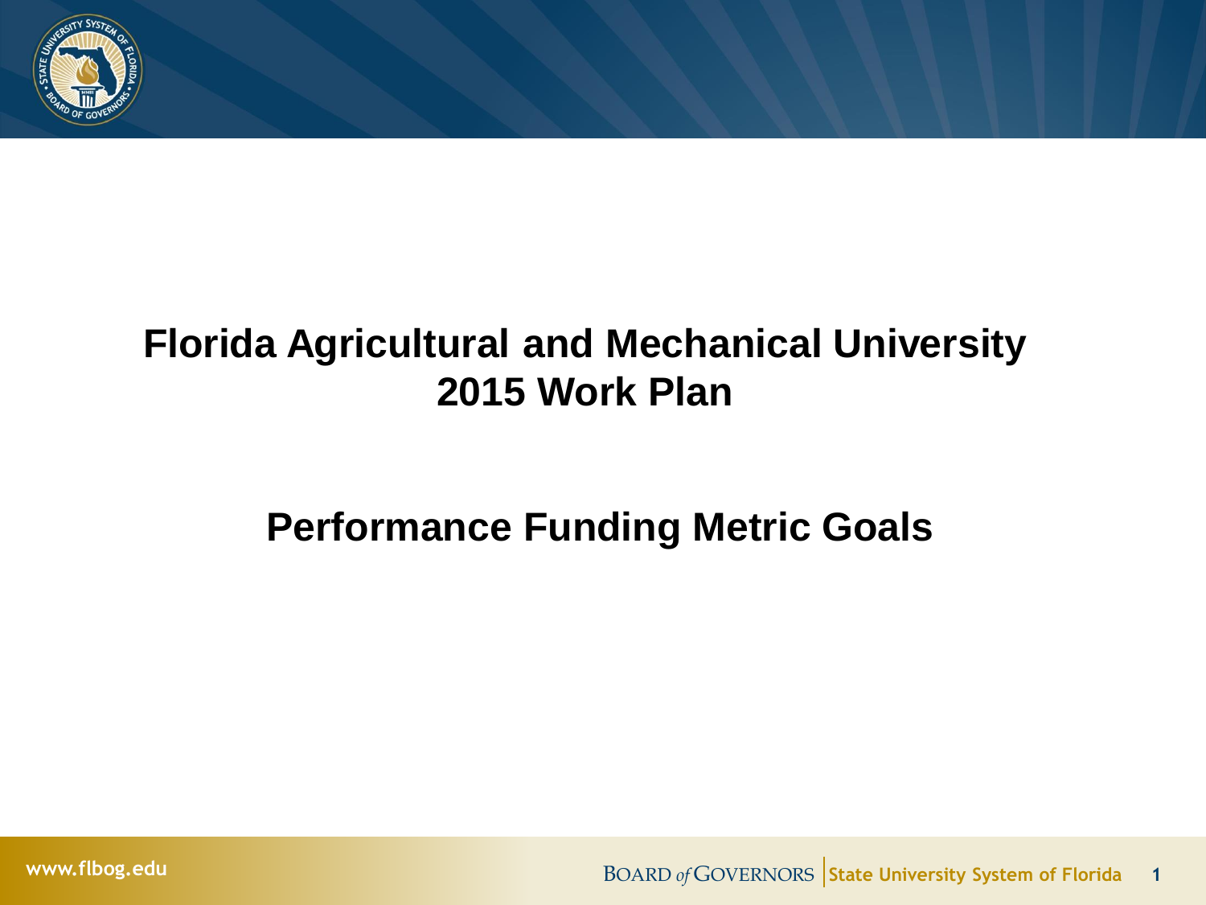# Florida Agricultural and Mechanical University 2015 Work Plan

## Performance Funding Metric Goals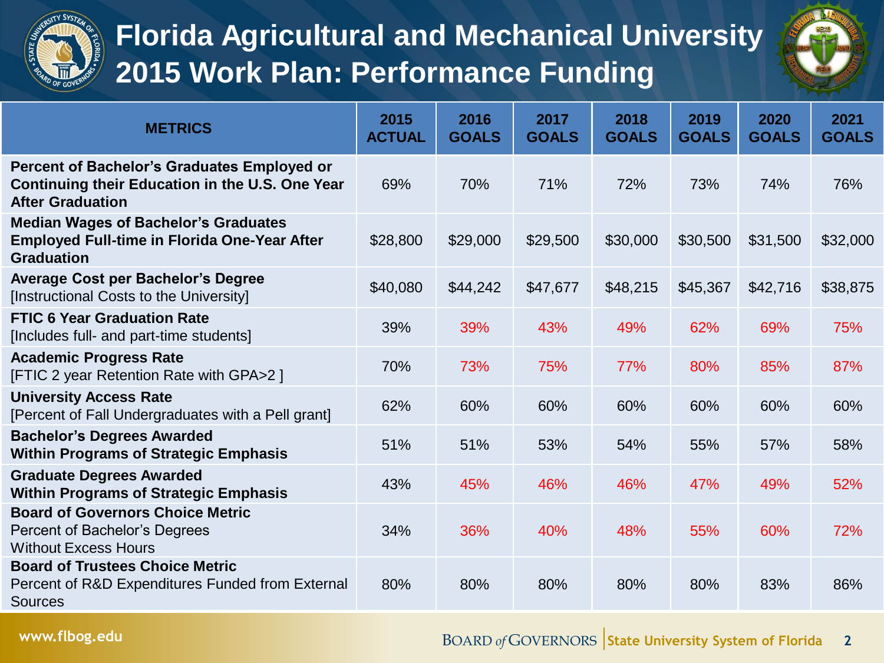# Florida Agricultural and Mechanical University 2015 Work Plan: Performance Funding

| METRICS | 2015 ACTUAL | 2016 GOALS | 2017 GOALS | 2018 GOALS | 2019 GOALS | 2020 GOALS | 2021 GOALS |
|---|---|---|---|---|---|---|---|
| **Percent of Bachelor's Graduates Employed or Continuing their Education in the U.S. One Year After Graduation** | 69% | 70% | 71% | 72% | 73% | 74% | 76% |
| **Median Wages of Bachelor's Graduates Employed Full-time in Florida One-Year After Graduation** | $28,800 | $29,000 | $29,500 | $30,000 | $30,500 | $31,500 | $32,000 |
| **Average Cost per Bachelor's Degree** [Instructional Costs to the University] | $40,080 | $44,242 | $47,677 | $48,215 | $45,367 | $42,716 | $38,875 |
| **FTIC 6 Year Graduation Rate** [Includes full- and part-time students] | 39% | 39% | 43% | 49% | 62% | 69% | 75% |
| **Academic Progress Rate** [FTIC 2 year Retention Rate with GPA>2 ] | 70% | 73% | 75% | 77% | 80% | 85% | 87% |
| **University Access Rate** [Percent of Fall Undergraduates with a Pell grant] | 62% | 60% | 60% | 60% | 60% | 60% | 60% |
| **Bachelor's Degrees Awarded Within Programs of Strategic Emphasis** | 51% | 51% | 53% | 54% | 55% | 57% | 58% |
| **Graduate Degrees Awarded Within Programs of Strategic Emphasis** | 43% | 45% | 46% | 46% | 47% | 49% | 52% |
| **Board of Governors Choice Metric** Percent of Bachelor's Degrees Without Excess Hours | 34% | 36% | 40% | 48% | 55% | 60% | 72% |
| **Board of Trustees Choice Metric** Percent of R&D Expenditures Funded from External Sources | 80% | 80% | 80% | 80% | 80% | 83% | 86% |